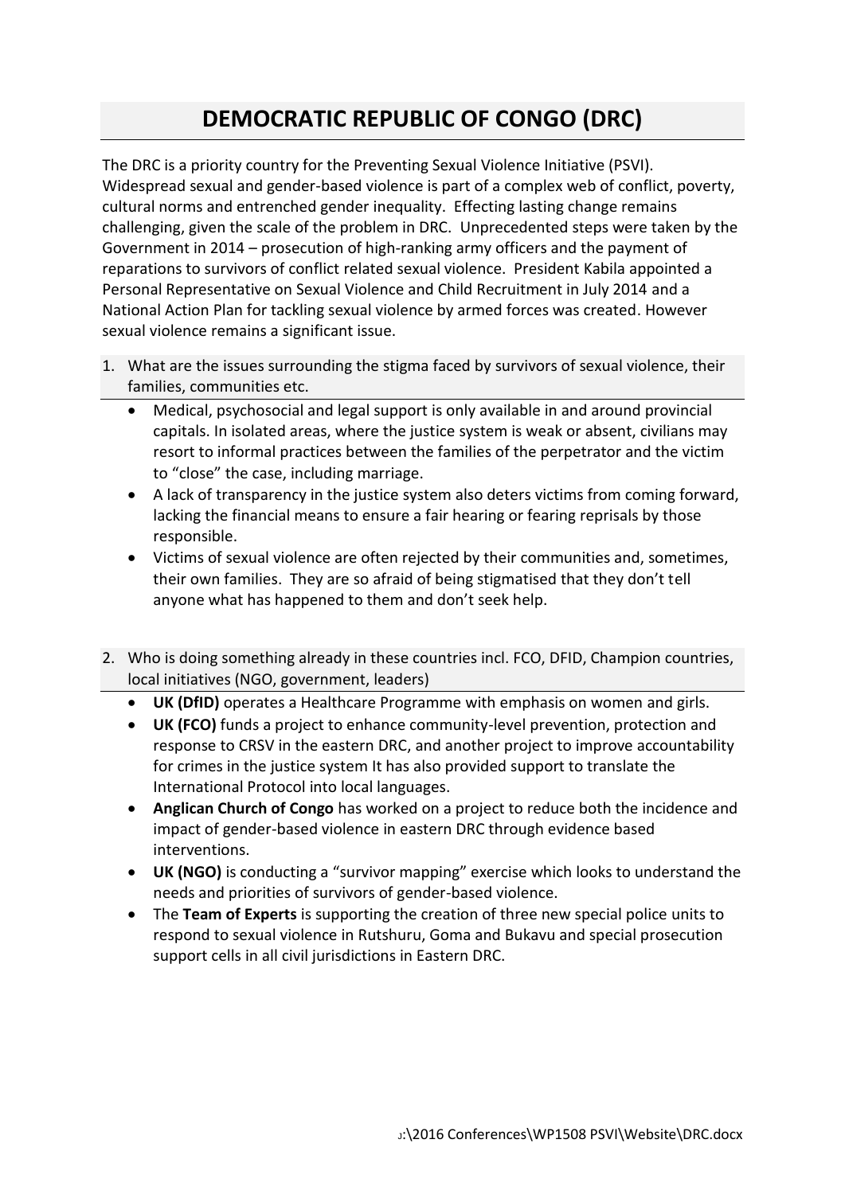# DEMOCRATIC REPUBLIC OF CONGO (DRC)

The DRC is a priority country for the Preventing Sexual Violence Initiative (PSVI). Widespread sexual and gender-based violence is part of a complex web of conflict, poverty, cultural norms and entrenched gender inequality. Effecting lasting change remains challenging, given the scale of the problem in DRC. Unprecedented steps were taken by the Government in 2014 – prosecution of high-ranking army officers and the payment of reparations to survivors of conflict related sexual violence. President Kabila appointed a Personal Representative on Sexual Violence and Child Recruitment in July 2014 and a National Action Plan for tackling sexual violence by armed forces was created. However sexual violence remains a significant issue.

1. What are the issues surrounding the stigma faced by survivors of sexual violence, their families, communities etc.
   - Medical, psychosocial and legal support is only available in and around provincial capitals. In isolated areas, where the justice system is weak or absent, civilians may resort to informal practices between the families of the perpetrator and the victim to "close" the case, including marriage.
   - A lack of transparency in the justice system also deters victims from coming forward, lacking the financial means to ensure a fair hearing or fearing reprisals by those responsible.
   - Victims of sexual violence are often rejected by their communities and, sometimes, their own families. They are so afraid of being stigmatised that they don't tell anyone what has happened to them and don't seek help.

2. Who is doing something already in these countries incl. FCO, DFID, Champion countries, local initiatives (NGO, government, leaders)
   - **UK (DfID)** operates a Healthcare Programme with emphasis on women and girls.
   - **UK (FCO)** funds a project to enhance community-level prevention, protection and response to CRSV in the eastern DRC, and another project to improve accountability for crimes in the justice system It has also provided support to translate the International Protocol into local languages.
   - **Anglican Church of Congo** has worked on a project to reduce both the incidence and impact of gender-based violence in eastern DRC through evidence based interventions.
   - **UK (NGO)** is conducting a "survivor mapping" exercise which looks to understand the needs and priorities of survivors of gender-based violence.
   - The **Team of Experts** is supporting the creation of three new special police units to respond to sexual violence in Rutshuru, Goma and Bukavu and special prosecution support cells in all civil jurisdictions in Eastern DRC.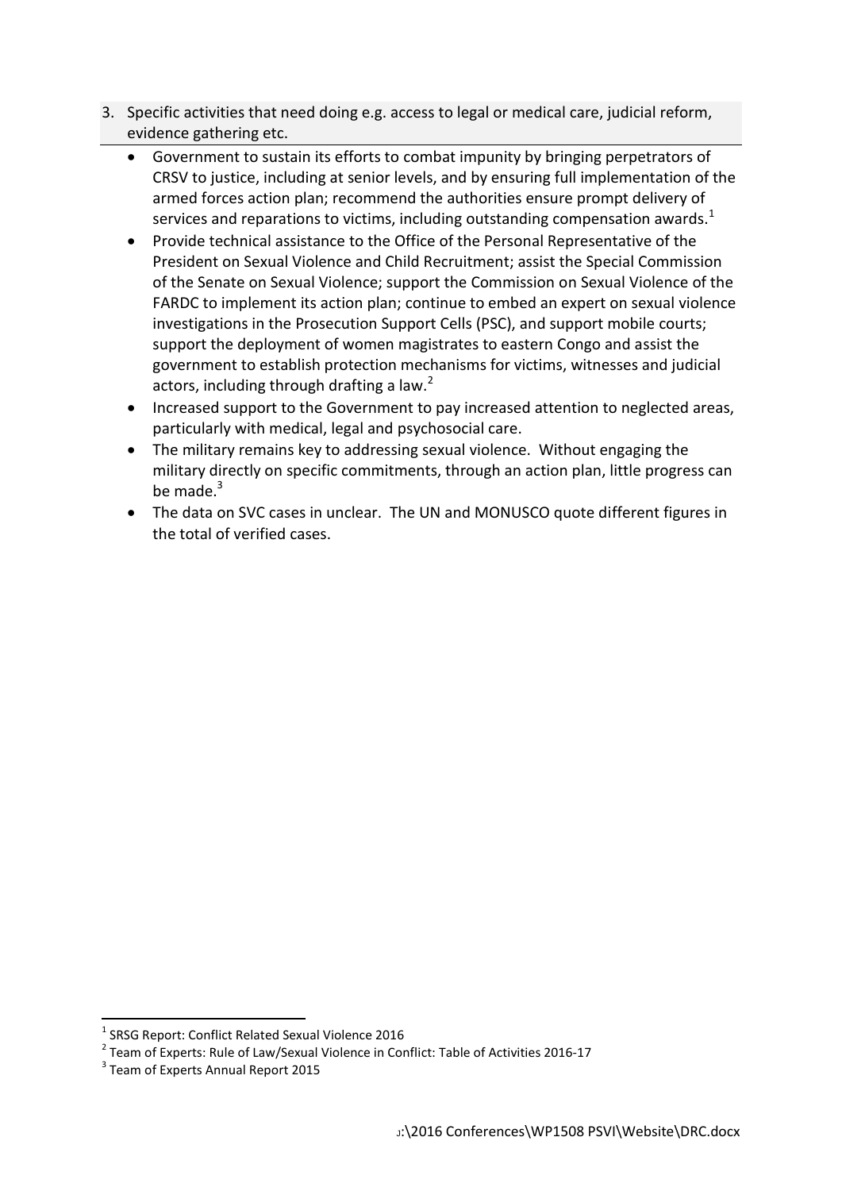3. Specific activities that need doing e.g. access to legal or medical care, judicial reform, evidence gathering etc.

   - Government to sustain its efforts to combat impunity by bringing perpetrators of CRSV to justice, including at senior levels, and by ensuring full implementation of the armed forces action plan; recommend the authorities ensure prompt delivery of services and reparations to victims, including outstanding compensation awards.[1]
   - Provide technical assistance to the Office of the Personal Representative of the President on Sexual Violence and Child Recruitment; assist the Special Commission of the Senate on Sexual Violence; support the Commission on Sexual Violence of the FARDC to implement its action plan; continue to embed an expert on sexual violence investigations in the Prosecution Support Cells (PSC), and support mobile courts; support the deployment of women magistrates to eastern Congo and assist the government to establish protection mechanisms for victims, witnesses and judicial actors, including through drafting a law.[2]
   - Increased support to the Government to pay increased attention to neglected areas, particularly with medical, legal and psychosocial care.
   - The military remains key to addressing sexual violence. Without engaging the military directly on specific commitments, through an action plan, little progress can be made.[3]
   - The data on SVC cases in unclear. The UN and MONUSCO quote different figures in the total of verified cases.

---

[1] SRSG Report: Conflict Related Sexual Violence 2016

[2] Team of Experts: Rule of Law/Sexual Violence in Conflict: Table of Activities 2016-17

[3] Team of Experts Annual Report 2015

J:\2016 Conferences\WP1508 PSVI\Website\DRC.docx